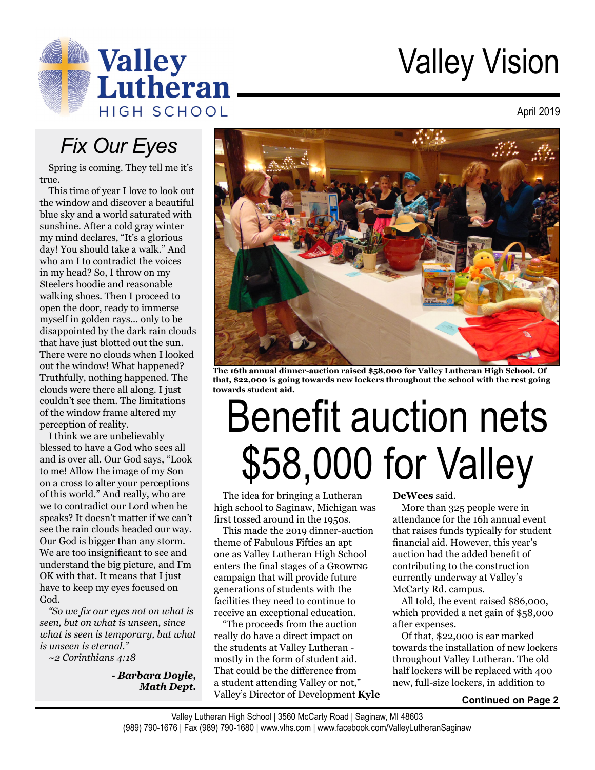# Valley Vision

April 2019

## Fix Our Eyes

Spring is coming. They tell me it's true.

This time of year I love to look out the window and discover a beautiful blue sky and a world saturated with sunshine. After a cold gray winter my mind declares, "It's a glorious day! You should take a walk." And who am I to contradict the voices in my head? So, I throw on my Steelers hoodie and reasonable walking shoes. Then I proceed to open the door, ready to immerse myself in golden rays... only to be disappointed by the dark rain clouds that have just blotted out the sun. There were no clouds when I looked out the window! What happened? Truthfully, nothing happened. The clouds were there all along. I just couldn't see them. The limitations of the window frame altered my perception of reality.

I think we are unbelievably blessed to have a God who sees all and is over all. Our God says, "Look to me! Allow the image of my Son on a cross to alter your perceptions of this world." And really, who are we to contradict our Lord when he speaks? It doesn't matter if we can't see the rain clouds headed our way. Our God is bigger than any storm. We are too insignificant to see and understand the big picture, and I'm OK with that. It means that I just have to keep my eyes focused on God.

*"So we fix our eyes not on what is seen, but on what is unseen, since what is seen is temporary, but what is unseen is eternal."*
*~2 Corinthians 4:18*

***- Barbara Doyle, Math Dept.***

**The 16th annual dinner-auction raised $58,000 for Valley Lutheran High School. Of that, $22,000 is going towards new lockers throughout the school with the rest going towards student aid.**

# Benefit auction nets $58,000 for Valley

The idea for bringing a Lutheran high school to Saginaw, Michigan was first tossed around in the 1950s.

This made the 2019 dinner-auction theme of Fabulous Fifties an apt one as Valley Lutheran High School enters the final stages of a Growing campaign that will provide future generations of students with the facilities they need to continue to receive an exceptional education.

"The proceeds from the auction really do have a direct impact on the students at Valley Lutheran - mostly in the form of student aid. That could be the difference from a student attending Valley or not," Valley's Director of Development **Kyle DeWees** said.

More than 325 people were in attendance for the 16h annual event that raises funds typically for student financial aid. However, this year's auction had the added benefit of contributing to the construction currently underway at Valley's McCarty Rd. campus.

All told, the event raised $86,000, which provided a net gain of $58,000 after expenses.

Of that, $22,000 is ear marked towards the installation of new lockers throughout Valley Lutheran. The old half lockers will be replaced with 400 new, full-size lockers, in addition to

**Continued on Page 2**

Valley Lutheran High School | 3560 McCarty Road | Saginaw, MI 48603
(989) 790-1676 | Fax (989) 790-1680 | www.vlhs.com | www.facebook.com/ValleyLutheranSaginaw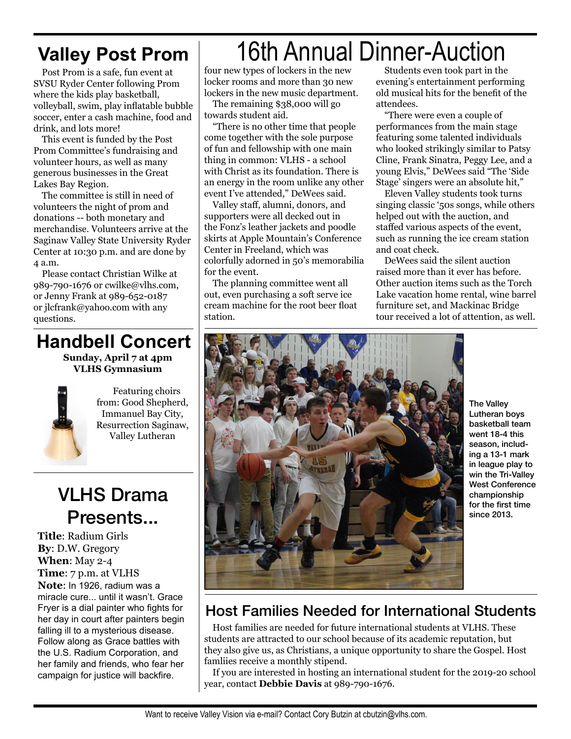## Valley Post Prom

Post Prom is a safe, fun event at SVSU Ryder Center following Prom where the kids play basketball, volleyball, swim, play inflatable bubble soccer, enter a cash machine, food and drink, and lots more!

This event is funded by the Post Prom Committee's fundraising and volunteer hours, as well as many generous businesses in the Great Lakes Bay Region.

The committee is still in need of volunteers the night of prom and donations -- both monetary and merchandise. Volunteers arrive at the Saginaw Valley State University Ryder Center at 10:30 p.m. and are done by 4 a.m.

Please contact Christian Wilke at 989-790-1676 or cwilke@vlhs.com, or Jenny Frank at 989-652-0187 or jlcfrank@yahoo.com with any questions.

## Handbell Concert

**Sunday, April 7 at 4pm**
**VLHS Gymnasium**

Featuring choirs from: Good Shepherd, Immanuel Bay City, Resurrection Saginaw, Valley Lutheran

## VLHS Drama Presents...

**Title**: Radium Girls
**By**: D.W. Gregory
**When**: May 2-4
**Time**: 7 p.m. at VLHS
**Note**: In 1926, radium was a miracle cure... until it wasn't. Grace Fryer is a dial painter who fights for her day in court after painters begin falling ill to a mysterious disease. Follow along as Grace battles with the U.S. Radium Corporation, and her family and friends, who fear her campaign for justice will backfire.

# 16th Annual Dinner-Auction

four new types of lockers in the new locker rooms and more than 30 new lockers in the new music department.

The remaining $38,000 will go towards student aid.

"There is no other time that people come together with the sole purpose of fun and fellowship with one main thing in common: VLHS - a school with Christ as its foundation. There is an energy in the room unlike any other event I've attended," DeWees said.

Valley staff, alumni, donors, and supporters were all decked out in the Fonz's leather jackets and poodle skirts at Apple Mountain's Conference Center in Freeland, which was colorfully adorned in 50's memorabilia for the event.

The planning committee went all out, even purchasing a soft serve ice cream machine for the root beer float station.

Students even took part in the evening's entertainment performing old musical hits for the benefit of the attendees.

"There were even a couple of performances from the main stage featuring some talented individuals who looked strikingly similar to Patsy Cline, Frank Sinatra, Peggy Lee, and a young Elvis," DeWees said "The 'Side Stage' singers were an absolute hit,"

Eleven Valley students took turns singing classic '50s songs, while others helped out with the auction, and staffed various aspects of the event, such as running the ice cream station and coat check.

DeWees said the silent auction raised more than it ever has before. Other auction items such as the Torch Lake vacation home rental, wine barrel furniture set, and Mackinac Bridge tour received a lot of attention, as well.

The Valley Lutheran boys basketball team went 18-4 this season, including a 13-1 mark in league play to win the Tri-Valley West Conference championship for the first time since 2013.

## Host Families Needed for International Students

Host families are needed for future international students at VLHS. These students are attracted to our school because of its academic reputation, but they also give us, as Christians, a unique opportunity to share the Gospel. Host famliies receive a monthly stipend.

If you are interested in hosting an international student for the 2019-20 school year, contact **Debbie Davis** at 989-790-1676.

Want to receive Valley Vision via e-mail? Contact Cory Butzin at cbutzin@vlhs.com.